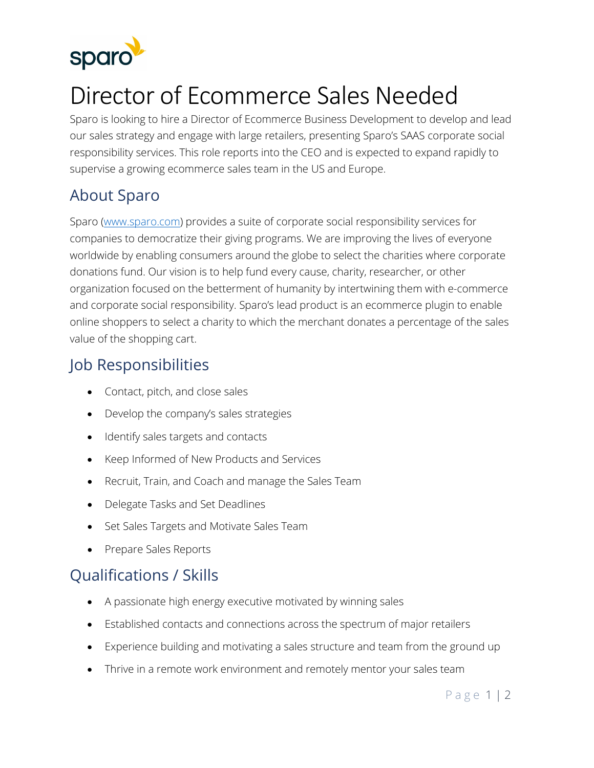# Director of Ecommerce Sales Needed

Sparo is looking to hire a Director of Ecommerce Business Development to develop and lead our sales strategy and engage with large retailers, presenting Sparo's SAAS corporate social responsibility services. This role reports into the CEO and is expected to expand rapidly to supervise a growing ecommerce sales team in the US and Europe.

## About Sparo

Sparo ([www.sparo.com](http://www.sparo.com)) provides a suite of corporate social responsibility services for companies to democratize their giving programs. We are improving the lives of everyone worldwide by enabling consumers around the globe to select the charities where corporate donations fund. Our vision is to help fund every cause, charity, researcher, or other organization focused on the betterment of humanity by intertwining them with e-commerce and corporate social responsibility. Sparo's lead product is an ecommerce plugin to enable online shoppers to select a charity to which the merchant donates a percentage of the sales value of the shopping cart.

## Job Responsibilities

- Contact, pitch, and close sales
- Develop the company's sales strategies
- Identify sales targets and contacts
- Keep Informed of New Products and Services
- Recruit, Train, and Coach and manage the Sales Team
- Delegate Tasks and Set Deadlines
- Set Sales Targets and Motivate Sales Team
- Prepare Sales Reports

## Qualifications / Skills

- A passionate high energy executive motivated by winning sales
- Established contacts and connections across the spectrum of major retailers
- Experience building and motivating a sales structure and team from the ground up
- Thrive in a remote work environment and remotely mentor your sales team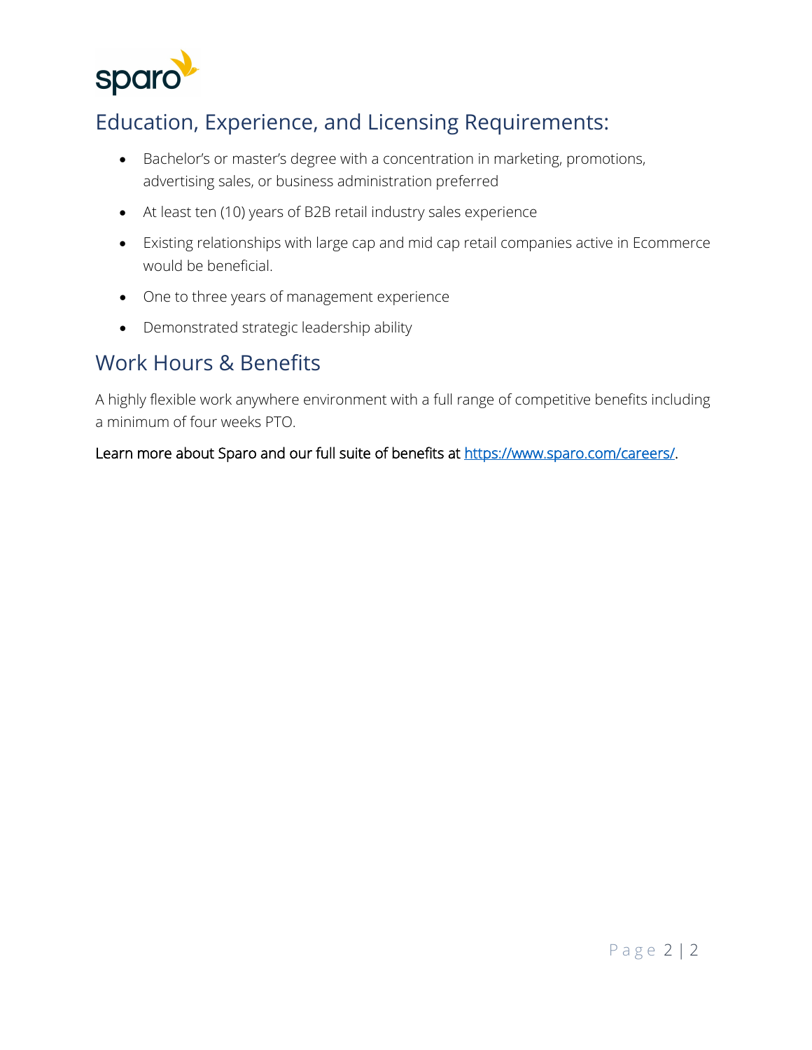## Education, Experience, and Licensing Requirements:

- Bachelor's or master's degree with a concentration in marketing, promotions, advertising sales, or business administration preferred
- At least ten (10) years of B2B retail industry sales experience
- Existing relationships with large cap and mid cap retail companies active in Ecommerce would be beneficial.
- One to three years of management experience
- Demonstrated strategic leadership ability

## Work Hours & Benefits

A highly flexible work anywhere environment with a full range of competitive benefits including a minimum of four weeks PTO.

Learn more about Sparo and our full suite of benefits at https://www.sparo.com/careers/.